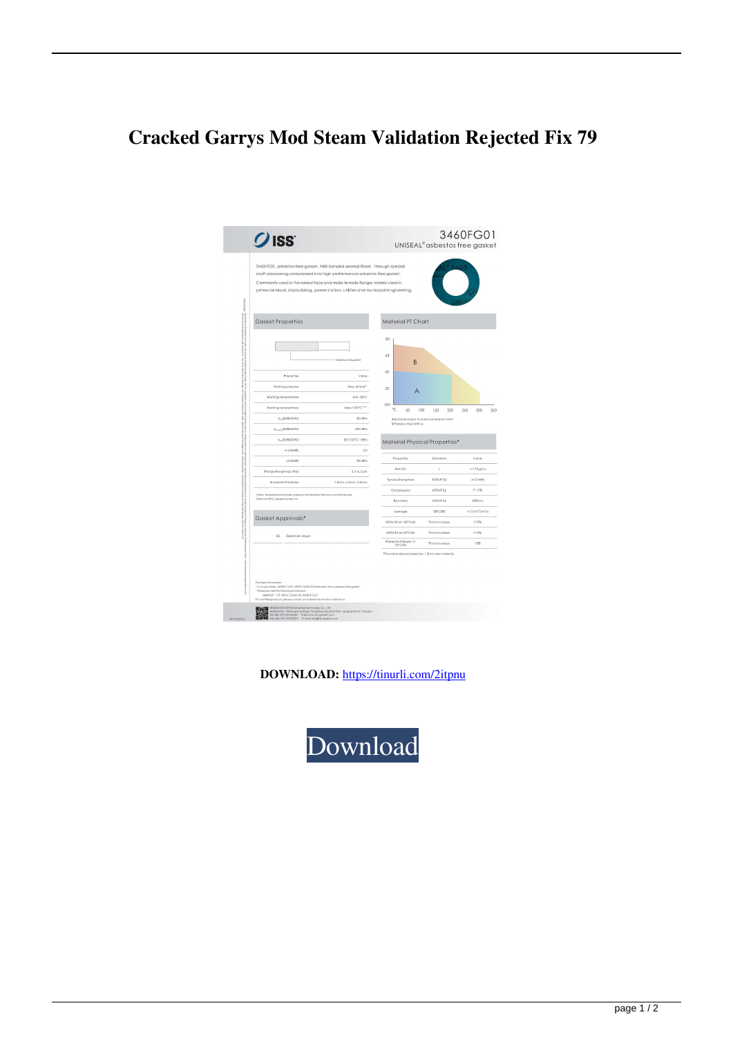# Cracked Garrys Mod Steam Validation Rejected Fix 79

**DOWNLOAD:** https://tinurli.com/2itpnu

Download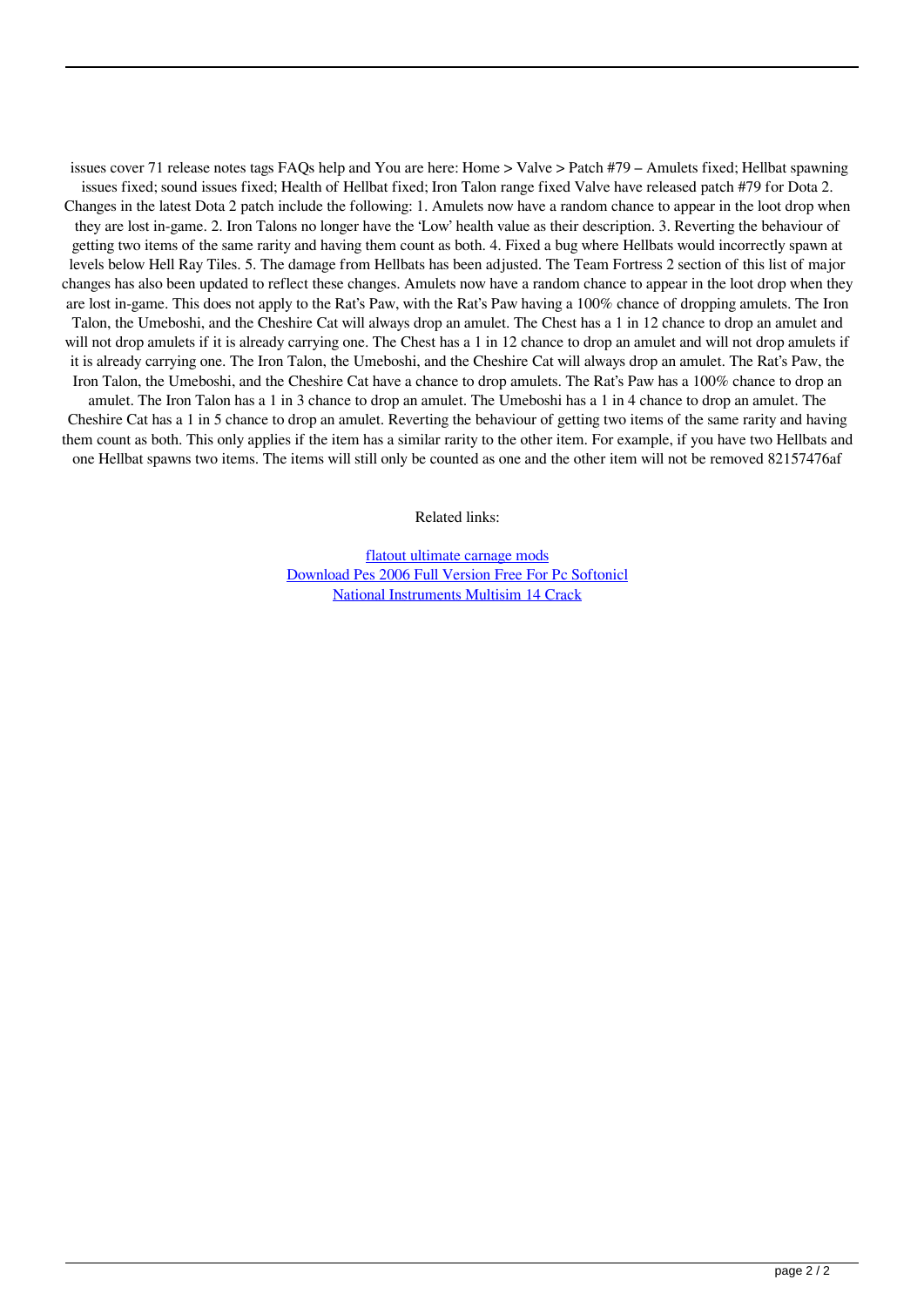issues cover 71 release notes tags FAQs help and You are here: Home > Valve > Patch #79 – Amulets fixed; Hellbat spawning issues fixed; sound issues fixed; Health of Hellbat fixed; Iron Talon range fixed Valve have released patch #79 for Dota 2. Changes in the latest Dota 2 patch include the following: 1. Amulets now have a random chance to appear in the loot drop when they are lost in-game. 2. Iron Talons no longer have the 'Low' health value as their description. 3. Reverting the behaviour of getting two items of the same rarity and having them count as both. 4. Fixed a bug where Hellbats would incorrectly spawn at levels below Hell Ray Tiles. 5. The damage from Hellbats has been adjusted. The Team Fortress 2 section of this list of major changes has also been updated to reflect these changes. Amulets now have a random chance to appear in the loot drop when they are lost in-game. This does not apply to the Rat's Paw, with the Rat's Paw having a 100% chance of dropping amulets. The Iron Talon, the Umeboshi, and the Cheshire Cat will always drop an amulet. The Chest has a 1 in 12 chance to drop an amulet and will not drop amulets if it is already carrying one. The Chest has a 1 in 12 chance to drop an amulet and will not drop amulets if it is already carrying one. The Iron Talon, the Umeboshi, and the Cheshire Cat will always drop an amulet. The Rat's Paw, the Iron Talon, the Umeboshi, and the Cheshire Cat have a chance to drop amulets. The Rat's Paw has a 100% chance to drop an amulet. The Iron Talon has a 1 in 3 chance to drop an amulet. The Umeboshi has a 1 in 4 chance to drop an amulet. The Cheshire Cat has a 1 in 5 chance to drop an amulet. Reverting the behaviour of getting two items of the same rarity and having them count as both. This only applies if the item has a similar rarity to the other item. For example, if you have two Hellbats and one Hellbat spawns two items. The items will still only be counted as one and the other item will not be removed 82157476af

Related links:

[flatout ultimate carnage mods]()
[Download Pes 2006 Full Version Free For Pc Softonicl]()
[National Instruments Multisim 14 Crack]()